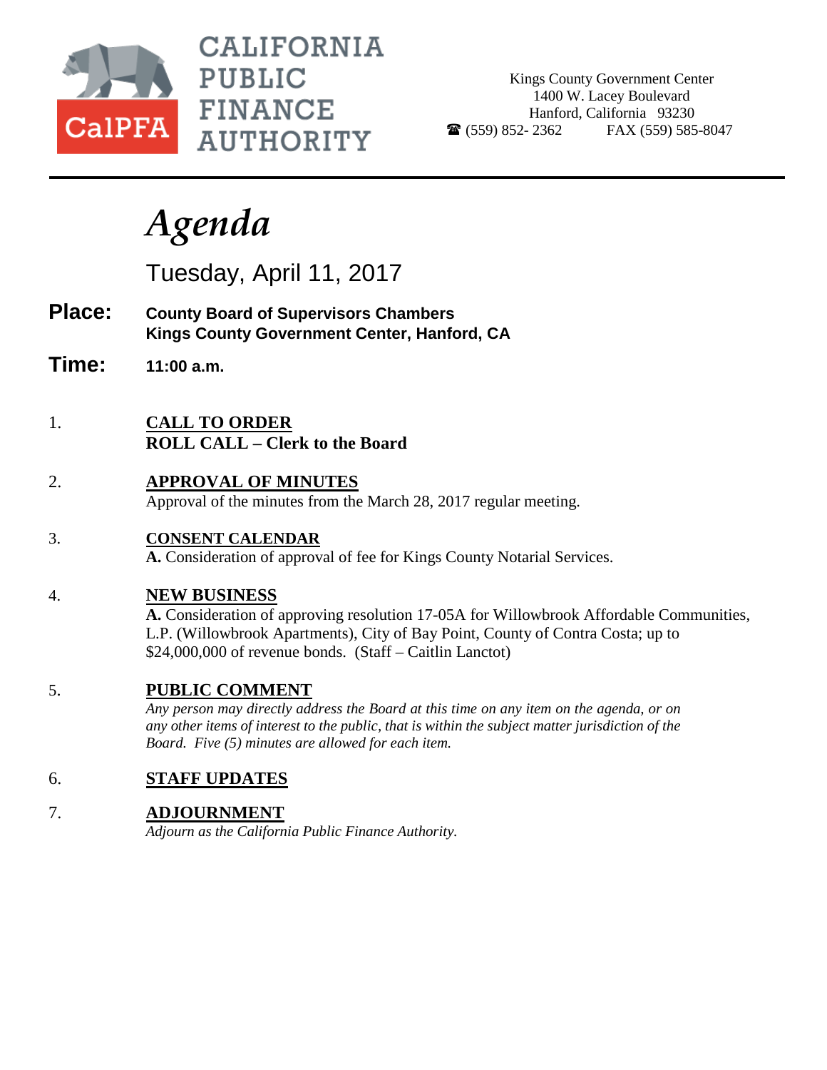# CALIFORNIA PUBLIC FINANCE AUTHORITY

CalPFA

Kings County Government Center
1400 W. Lacey Boulevard
Hanford, California 93230
☎ (559) 852- 2362 FAX (559) 585-8047

# *Agenda*

## Tuesday, April 11, 2017

**Place:** **County Board of Supervisors Chambers**
**Kings County Government Center, Hanford, CA**

**Time:** **11:00 a.m.**

1. **CALL TO ORDER**
   **ROLL CALL – Clerk to the Board**

2. **APPROVAL OF MINUTES**
   Approval of the minutes from the March 28, 2017 regular meeting.

3. **CONSENT CALENDAR**
   **A.** Consideration of approval of fee for Kings County Notarial Services.

4. **NEW BUSINESS**
   **A.** Consideration of approving resolution 17-05A for Willowbrook Affordable Communities, L.P. (Willowbrook Apartments), City of Bay Point, County of Contra Costa; up to $24,000,000 of revenue bonds. (Staff – Caitlin Lanctot)

5. **PUBLIC COMMENT**
   *Any person may directly address the Board at this time on any item on the agenda, or on any other items of interest to the public, that is within the subject matter jurisdiction of the Board. Five (5) minutes are allowed for each item.*

6. **STAFF UPDATES**

7. **ADJOURNMENT**
   *Adjourn as the California Public Finance Authority.*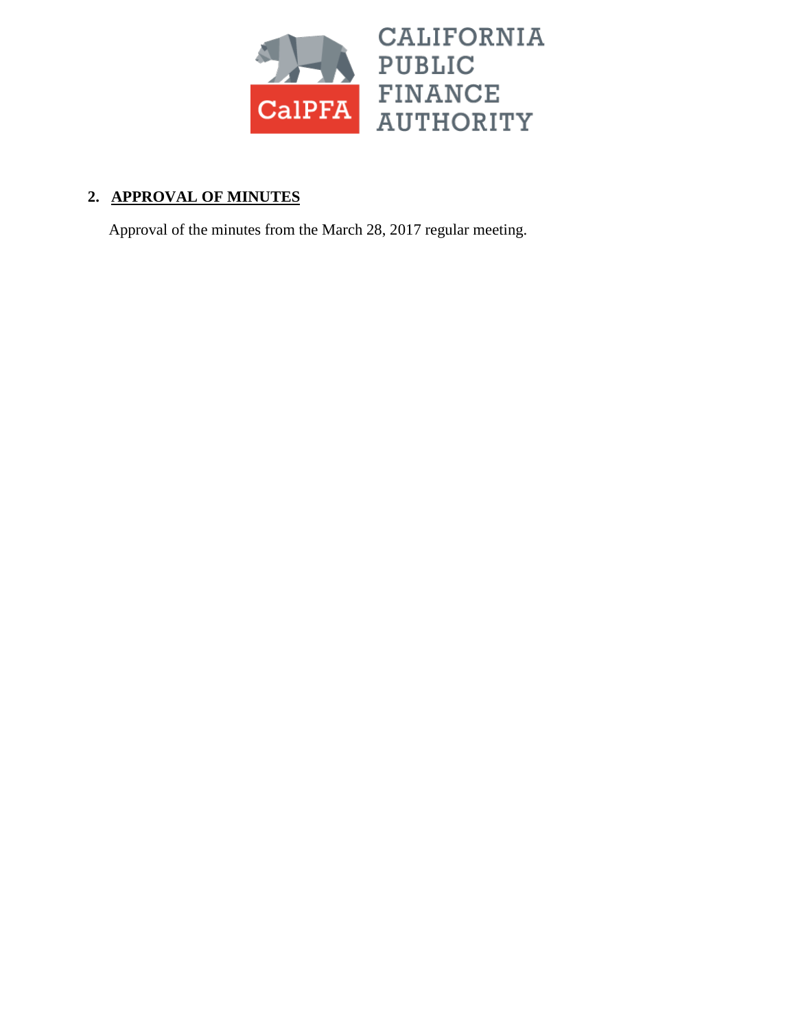# CALIFORNIA PUBLIC FINANCE AUTHORITY

## 2. APPROVAL OF MINUTES

Approval of the minutes from the March 28, 2017 regular meeting.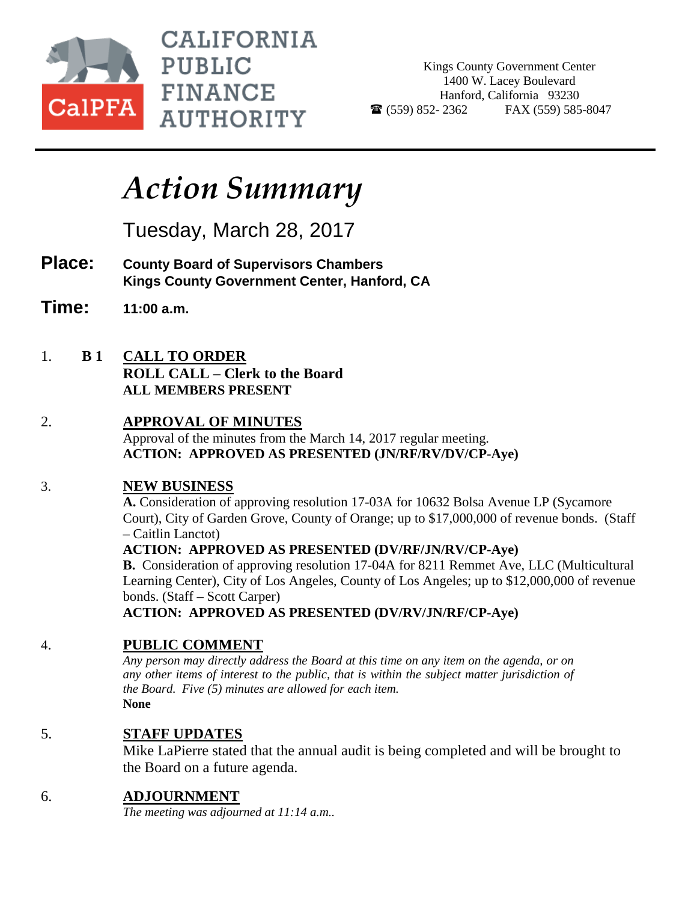**CALIFORNIA PUBLIC FINANCE AUTHORITY**

CalPFA

Kings County Government Center
1400 W. Lacey Boulevard
Hanford, California 93230
☎ (559) 852- 2362 FAX (559) 585-8047

# *Action Summary*

Tuesday, March 28, 2017

**Place:** **County Board of Supervisors Chambers**
**Kings County Government Center, Hanford, CA**

**Time:** **11:00 a.m.**

1. **B 1** **CALL TO ORDER**
   **ROLL CALL – Clerk to the Board**
   **ALL MEMBERS PRESENT**

2. **APPROVAL OF MINUTES**
   Approval of the minutes from the March 14, 2017 regular meeting.
   **ACTION: APPROVED AS PRESENTED (JN/RF/RV/DV/CP-Aye)**

3. **NEW BUSINESS**
   **A.** Consideration of approving resolution 17-03A for 10632 Bolsa Avenue LP (Sycamore Court), City of Garden Grove, County of Orange; up to $17,000,000 of revenue bonds. (Staff – Caitlin Lanctot)
   **ACTION: APPROVED AS PRESENTED (DV/RF/JN/RV/CP-Aye)**
   **B.** Consideration of approving resolution 17-04A for 8211 Remmet Ave, LLC (Multicultural Learning Center), City of Los Angeles, County of Los Angeles; up to $12,000,000 of revenue bonds. (Staff – Scott Carper)
   **ACTION: APPROVED AS PRESENTED (DV/RV/JN/RF/CP-Aye)**

4. **PUBLIC COMMENT**
   *Any person may directly address the Board at this time on any item on the agenda, or on any other items of interest to the public, that is within the subject matter jurisdiction of the Board. Five (5) minutes are allowed for each item.*
   **None**

5. **STAFF UPDATES**
   Mike LaPierre stated that the annual audit is being completed and will be brought to the Board on a future agenda.

6. **ADJOURNMENT**
   *The meeting was adjourned at 11:14 a.m..*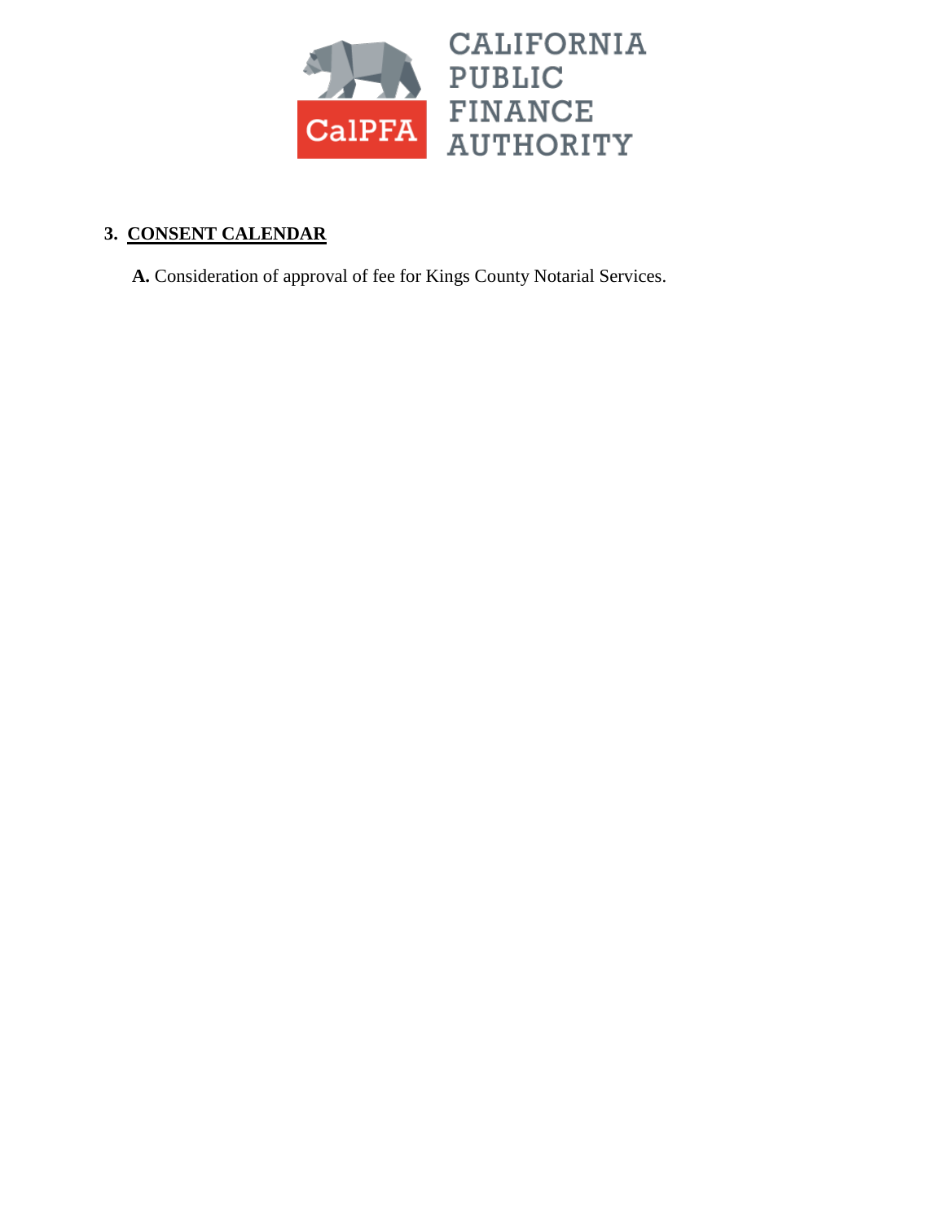CALIFORNIA PUBLIC FINANCE AUTHORITY

## 3. CONSENT CALENDAR

**A.** Consideration of approval of fee for Kings County Notarial Services.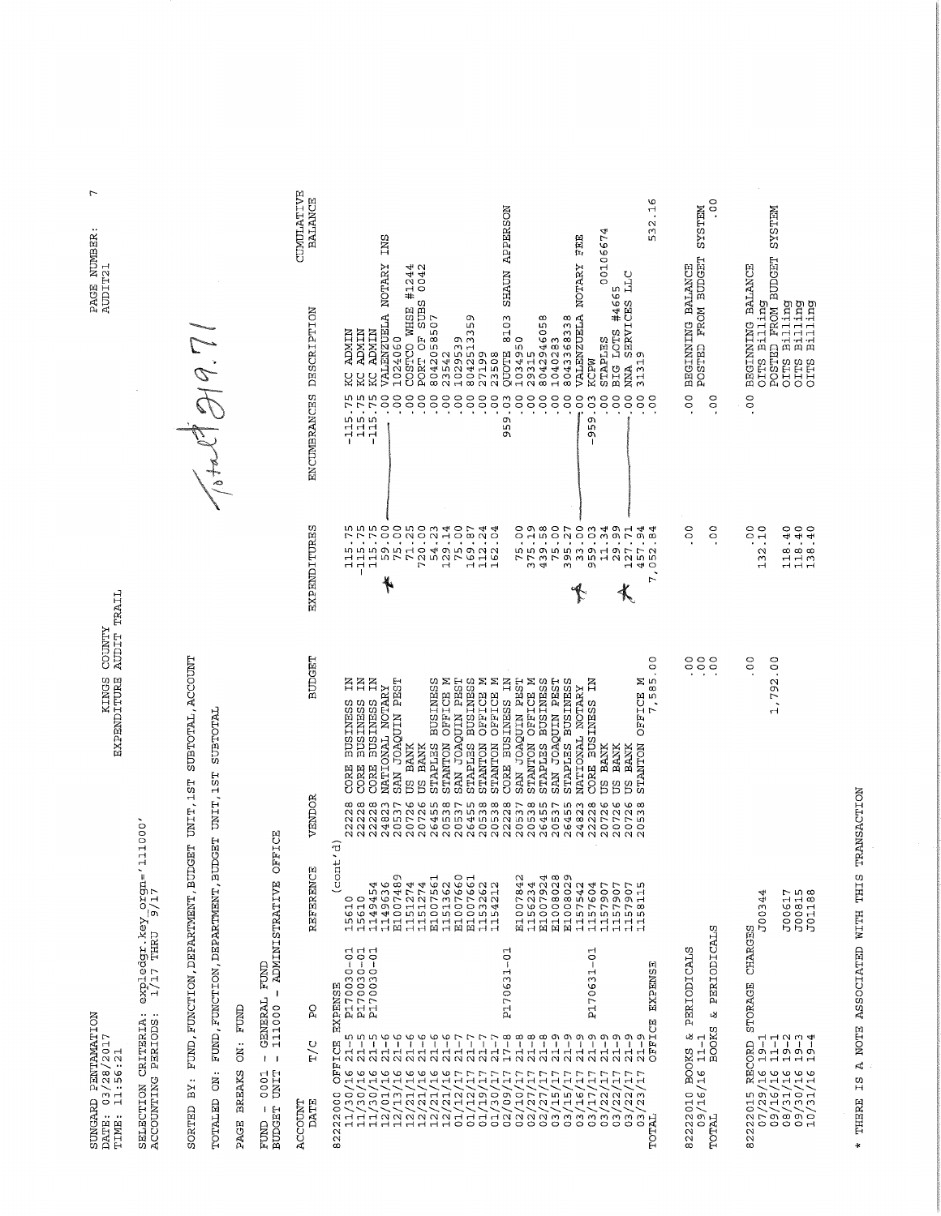SUNGARD PENTAMATION
DATE: 03/28/2017
TIME: 11:56:21

KINGS COUNTY
EXPENDITURE AUDIT TRAIL

PAGE NUMBER: 7
AUDIT21

SELECTION CRITERIA: expledgr.key_orgn='111000'
ACCOUNTING PERIODS: 1/17 THRU 9/17

SORTED BY: FUND,FUNCTION,DEPARTMENT,BUDGET UNIT,1ST SUBTOTAL,ACCOUNT

TOTALED ON: FUND,FUNCTION,DEPARTMENT,BUDGET UNIT,1ST SUBTOTAL

PAGE BREAKS ON: FUND

FUND - 0001 - GENERAL FUND
BUDGET UNIT - 111000 - ADMINISTRATIVE OFFICE

| ACCOUNT DATE | T/C | PO | REFERENCE | VENDOR | | BUDGET | EXPENDITURES | ENCUMBRANCES | DESCRIPTION | CUMULATIVE BALANCE |
|---|---|---|---|---|---|---|---|---|---|---|
| 82222000 OFFICE EXPENSE | | | (cont'd) | | | | | | | |
| 11/30/16 | 21-5 | P170030-01 | 15610 | 22228 | CORE BUSINESS IN | | 115.75 | -115.75 | KC ADMIN | |
| 11/30/16 | 21-5 | P170030-01 | 15610 | 22228 | CORE BUSINESS IN | | -115.75 | 115.75 | KC ADMIN | |
| 11/30/16 | 21-5 | P170030-01 | 1149454 | 22228 | CORE BUSINESS IN | | 115.75 | -115.75 | KC ADMIN | |
| 12/01/16 | 21-6 | | 1149636 | 24823 | NATIONAL NOTARY | | 59.00 | .00 | VALENZUELA NOTARY INS | |
| 12/13/16 | 21-6 | | E1007489 | 20537 | SAN JOAQUIN PEST | | 75.00 | .00 | 1024060 | |
| 12/21/16 | 21-6 | | 1151274 | 20726 | US BANK | | 71.25 | .00 | COSTCO WHSE #1244 | |
| 12/21/16 | 21-6 | | 1151274 | 20726 | US BANK | | 720.00 | .00 | PORT OF SUBS 0042 | |
| 12/21/16 | 21-6 | | E1007561 | 26455 | STAPLES BUSINESS | | 54.23 | .00 | 8042058507 | |
| 12/21/16 | 21-6 | | 1151362 | 20538 | STANTON OFFICE M | | 129.14 | .00 | 23542 | |
| 01/12/17 | 21-7 | | E1007660 | 20537 | SAN JOAQUIN PEST | | 75.00 | .00 | 1029539 | |
| 01/12/17 | 21-7 | | E1007661 | 26455 | STAPLES BUSINESS | | 169.87 | .00 | 8042513359 | |
| 01/19/17 | 21-7 | | 1153262 | 20538 | STANTON OFFICE M | | 112.24 | .00 | 27199 | |
| 01/30/17 | 21-7 | | 1154212 | 20538 | STANTON OFFICE M | | 162.04 | .00 | 23508 | |
| 02/09/17 | 17-8 | P170631-01 | | 22228 | CORE BUSINESS IN | | | 959.03 | QUOTE 8103 SHAUN APPERSON | |
| 02/10/17 | 21-8 | | E1007842 | 20537 | SAN JOAQUIN PEST | | 75.00 | .00 | 1034950 | |
| 02/27/17 | 21-8 | | 1156234 | 20538 | STANTON OFFICE M | | 375.19 | .00 | 29315 | |
| 02/27/17 | 21-8 | | E1007924 | 26455 | STAPLES BUSINESS | | 439.58 | .00 | 8042946058 | |
| 03/15/17 | 21-9 | | E1008028 | 20537 | SAN JOAQUIN PEST | | 75.00 | .00 | 1040283 | |
| 03/15/17 | 21-9 | | E1008029 | 26455 | STAPLES BUSINESS | | 395.27 | .00 | 8043368338 | |
| 03/16/17 | 21-9 | | 1157542 | 24823 | NATIONAL NOTARY | | 33.00 | .00 | VALENZUELA NOTARY FEE | |
| 03/17/17 | 21-9 | P170631-01 | 1157604 | 22228 | CORE BUSINESS IN | | 959.03 | -959.03 | KCPW | |
| 03/22/17 | 21-9 | | 1157907 | 20726 | US BANK | | 11.34 | .00 | STAPLES 00106674 | |
| 03/22/17 | 21-9 | | 1157907 | 20726 | US BANK | | 29.99 | .00 | BIG LOTS #4665 | |
| 03/22/17 | 21-9 | | 1157907 | 20726 | US BANK | | 127.71 | .00 | NNA SERVICES LLC | |
| 03/23/17 | 21-9 | | 1158115 | 20538 | STANTON OFFICE M | | 457.94 | .00 | 31319 | |
| TOTAL | OFFICE EXPENSE | | | | | 7,585.00 | 7,052.84 | .00 | | 532.16 |
| 82222010 BOOKS & PERIODICALS | | | | | | | | | | |
| 09/16/16 | 11-1 | | | | | .00 | .00 | .00 | BEGINNING BALANCE | |
| | | | | | | .00 | | | POSTED FROM BUDGET SYSTEM | |
| TOTAL | BOOKS & PERIODICALS | | | | | .00 | .00 | .00 | | .00 |
| 82222015 RECORD STORAGE CHARGES | | | | | | | | | | |
| 07/29/16 | 19-1 | | | | | .00 | .00 | .00 | BEGINNING BALANCE | |
| 09/16/16 | 11-1 | | J00344 | | | | 132.10 | | OITS Billing | |
| 08/31/16 | 19-2 | | | | | 1,792.00 | | | POSTED FROM BUDGET SYSTEM | |
| 09/30/16 | 19-3 | | J00617 | | | | 118.40 | | OITS Billing | |
| 10/31/16 | 19-4 | | J00815 | | | | 118.40 | | OITS Billing | |
| | | | J01188 | | | | 138.40 | | OITS Billing | |

Total $219.71

\* THERE IS A NOTE ASSOCIATED WITH THIS TRANSACTION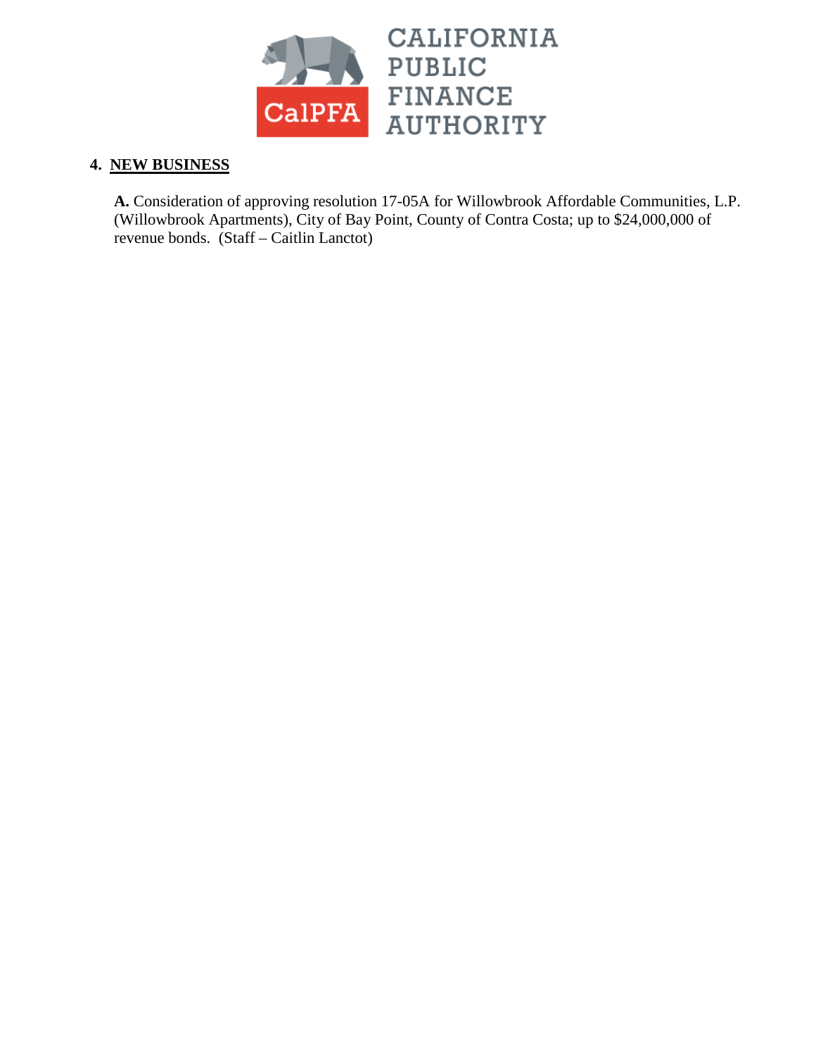CALIFORNIA PUBLIC FINANCE AUTHORITY

## 4. NEW BUSINESS

**A.** Consideration of approving resolution 17-05A for Willowbrook Affordable Communities, L.P. (Willowbrook Apartments), City of Bay Point, County of Contra Costa; up to $24,000,000 of revenue bonds. (Staff – Caitlin Lanctot)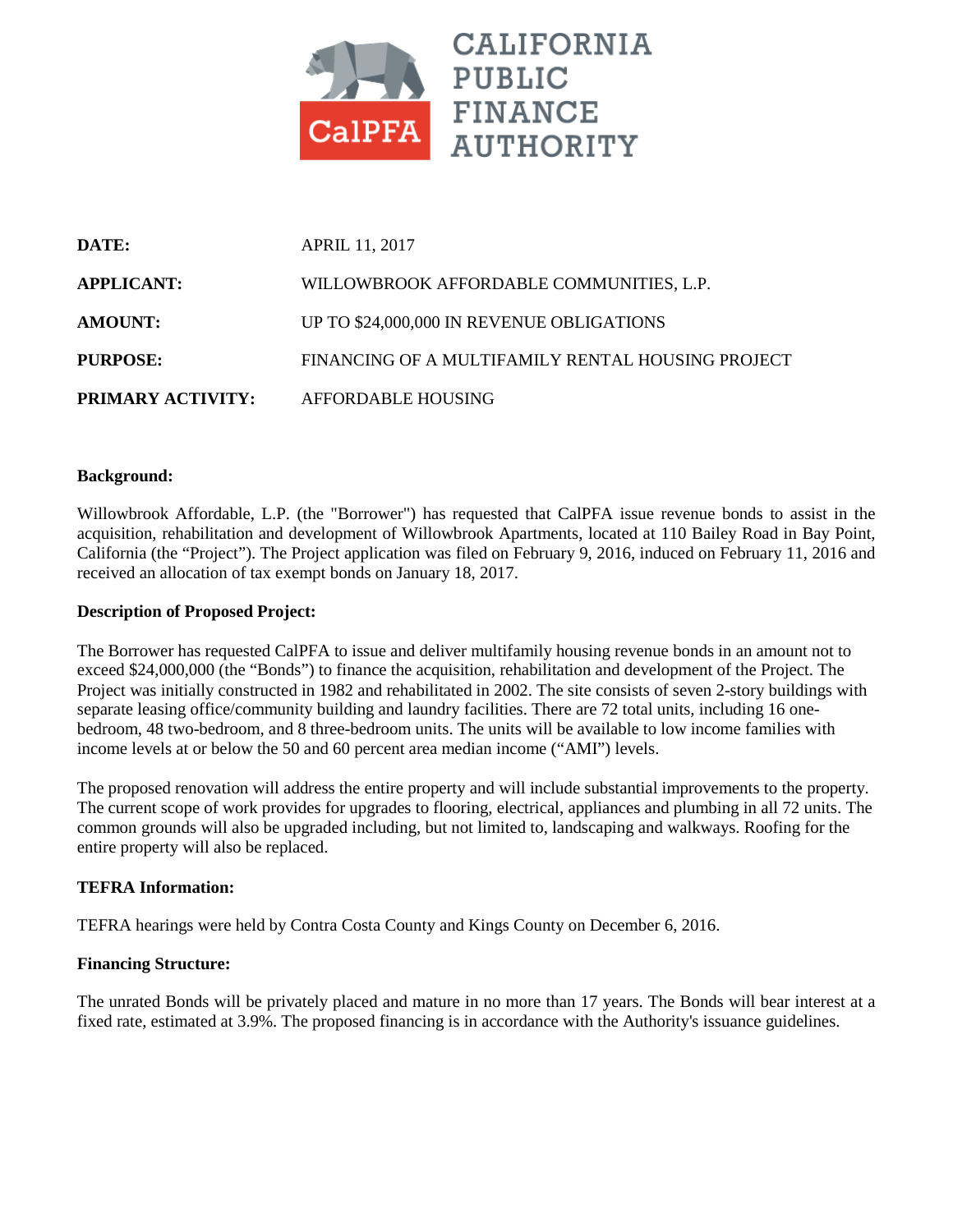# CALIFORNIA PUBLIC FINANCE AUTHORITY

CalPFA

| | |
|---|---|
| **DATE:** | APRIL 11, 2017 |
| **APPLICANT:** | WILLOWBROOK AFFORDABLE COMMUNITIES, L.P. |
| **AMOUNT:** | UP TO $24,000,000 IN REVENUE OBLIGATIONS |
| **PURPOSE:** | FINANCING OF A MULTIFAMILY RENTAL HOUSING PROJECT |
| **PRIMARY ACTIVITY:** | AFFORDABLE HOUSING |

**Background:**

Willowbrook Affordable, L.P. (the "Borrower") has requested that CalPFA issue revenue bonds to assist in the acquisition, rehabilitation and development of Willowbrook Apartments, located at 110 Bailey Road in Bay Point, California (the "Project"). The Project application was filed on February 9, 2016, induced on February 11, 2016 and received an allocation of tax exempt bonds on January 18, 2017.

**Description of Proposed Project:**

The Borrower has requested CalPFA to issue and deliver multifamily housing revenue bonds in an amount not to exceed $24,000,000 (the "Bonds") to finance the acquisition, rehabilitation and development of the Project. The Project was initially constructed in 1982 and rehabilitated in 2002. The site consists of seven 2-story buildings with separate leasing office/community building and laundry facilities. There are 72 total units, including 16 one-bedroom, 48 two-bedroom, and 8 three-bedroom units. The units will be available to low income families with income levels at or below the 50 and 60 percent area median income ("AMI") levels.

The proposed renovation will address the entire property and will include substantial improvements to the property. The current scope of work provides for upgrades to flooring, electrical, appliances and plumbing in all 72 units. The common grounds will also be upgraded including, but not limited to, landscaping and walkways. Roofing for the entire property will also be replaced.

**TEFRA Information:**

TEFRA hearings were held by Contra Costa County and Kings County on December 6, 2016.

**Financing Structure:**

The unrated Bonds will be privately placed and mature in no more than 17 years. The Bonds will bear interest at a fixed rate, estimated at 3.9%. The proposed financing is in accordance with the Authority's issuance guidelines.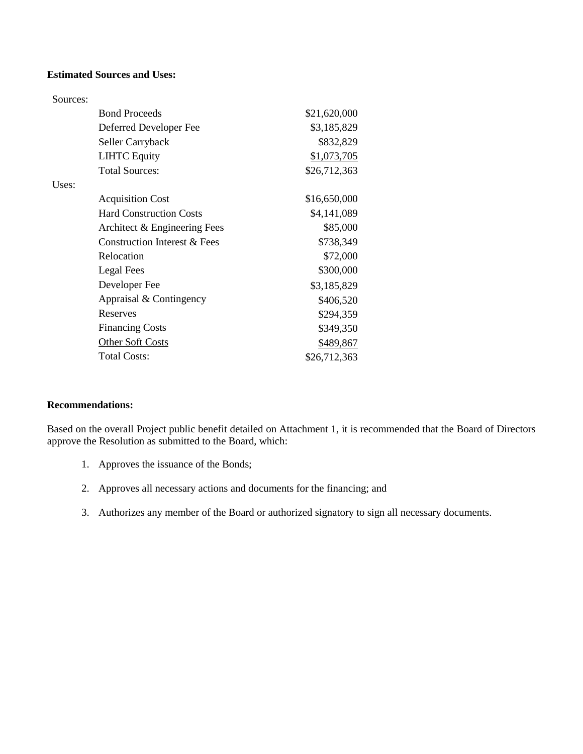**Estimated Sources and Uses:**

| | | |
|---|---|---|
| Sources: | | |
| | Bond Proceeds | $21,620,000 |
| | Deferred Developer Fee | $3,185,829 |
| | Seller Carryback | $832,829 |
| | LIHTC Equity | $1,073,705 |
| | Total Sources: | $26,712,363 |
| Uses: | | |
| | Acquisition Cost | $16,650,000 |
| | Hard Construction Costs | $4,141,089 |
| | Architect & Engineering Fees | $85,000 |
| | Construction Interest & Fees | $738,349 |
| | Relocation | $72,000 |
| | Legal Fees | $300,000 |
| | Developer Fee | $3,185,829 |
| | Appraisal & Contingency | $406,520 |
| | Reserves | $294,359 |
| | Financing Costs | $349,350 |
| | Other Soft Costs | $489,867 |
| | Total Costs: | $26,712,363 |

**Recommendations:**

Based on the overall Project public benefit detailed on Attachment 1, it is recommended that the Board of Directors approve the Resolution as submitted to the Board, which:

1. Approves the issuance of the Bonds;
2. Approves all necessary actions and documents for the financing; and
3. Authorizes any member of the Board or authorized signatory to sign all necessary documents.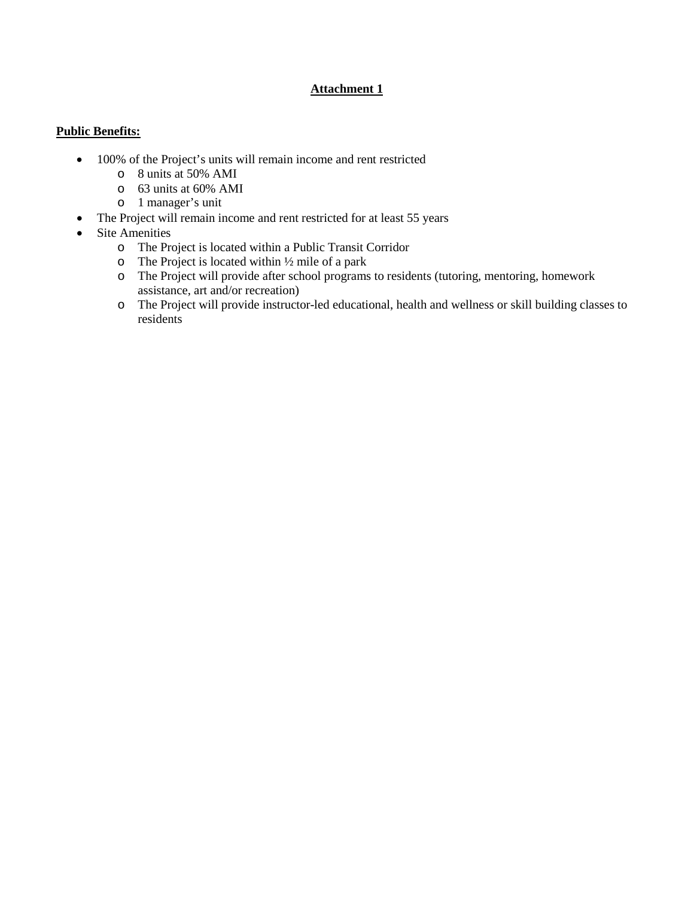## Attachment 1

**Public Benefits:**

- 100% of the Project's units will remain income and rent restricted
  - 8 units at 50% AMI
  - 63 units at 60% AMI
  - 1 manager's unit
- The Project will remain income and rent restricted for at least 55 years
- Site Amenities
  - The Project is located within a Public Transit Corridor
  - The Project is located within ½ mile of a park
  - The Project will provide after school programs to residents (tutoring, mentoring, homework assistance, art and/or recreation)
  - The Project will provide instructor-led educational, health and wellness or skill building classes to residents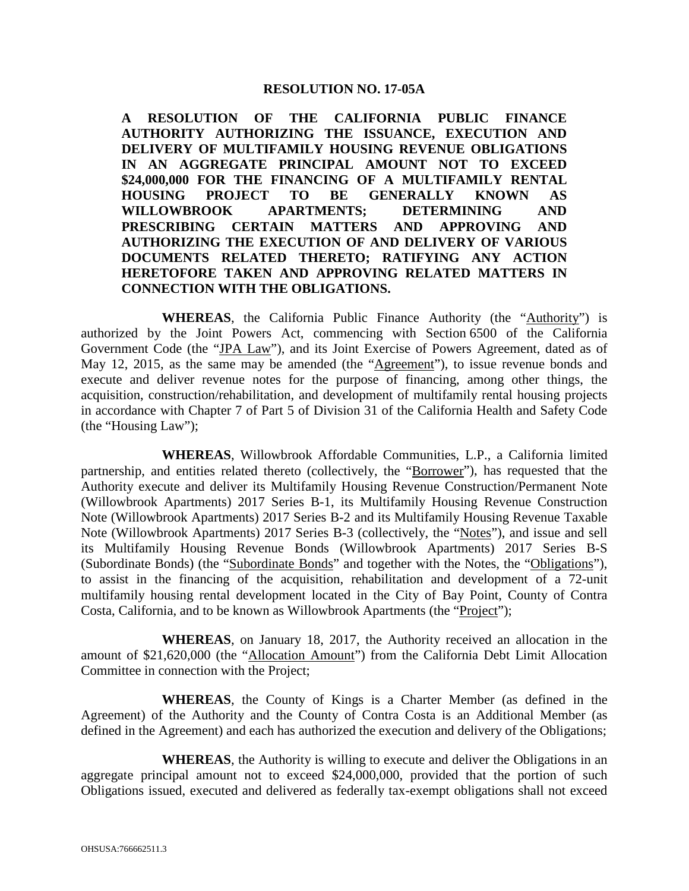**RESOLUTION NO. 17-05A**

**A RESOLUTION OF THE CALIFORNIA PUBLIC FINANCE AUTHORITY AUTHORIZING THE ISSUANCE, EXECUTION AND DELIVERY OF MULTIFAMILY HOUSING REVENUE OBLIGATIONS IN AN AGGREGATE PRINCIPAL AMOUNT NOT TO EXCEED $24,000,000 FOR THE FINANCING OF A MULTIFAMILY RENTAL HOUSING PROJECT TO BE GENERALLY KNOWN AS WILLOWBROOK APARTMENTS; DETERMINING AND PRESCRIBING CERTAIN MATTERS AND APPROVING AND AUTHORIZING THE EXECUTION OF AND DELIVERY OF VARIOUS DOCUMENTS RELATED THERETO; RATIFYING ANY ACTION HERETOFORE TAKEN AND APPROVING RELATED MATTERS IN CONNECTION WITH THE OBLIGATIONS.**

**WHEREAS**, the California Public Finance Authority (the "Authority") is authorized by the Joint Powers Act, commencing with Section 6500 of the California Government Code (the "JPA Law"), and its Joint Exercise of Powers Agreement, dated as of May 12, 2015, as the same may be amended (the "Agreement"), to issue revenue bonds and execute and deliver revenue notes for the purpose of financing, among other things, the acquisition, construction/rehabilitation, and development of multifamily rental housing projects in accordance with Chapter 7 of Part 5 of Division 31 of the California Health and Safety Code (the "Housing Law");

**WHEREAS**, Willowbrook Affordable Communities, L.P., a California limited partnership, and entities related thereto (collectively, the "Borrower"), has requested that the Authority execute and deliver its Multifamily Housing Revenue Construction/Permanent Note (Willowbrook Apartments) 2017 Series B-1, its Multifamily Housing Revenue Construction Note (Willowbrook Apartments) 2017 Series B-2 and its Multifamily Housing Revenue Taxable Note (Willowbrook Apartments) 2017 Series B-3 (collectively, the "Notes"), and issue and sell its Multifamily Housing Revenue Bonds (Willowbrook Apartments) 2017 Series B-S (Subordinate Bonds) (the "Subordinate Bonds" and together with the Notes, the "Obligations"), to assist in the financing of the acquisition, rehabilitation and development of a 72-unit multifamily housing rental development located in the City of Bay Point, County of Contra Costa, California, and to be known as Willowbrook Apartments (the "Project");

**WHEREAS**, on January 18, 2017, the Authority received an allocation in the amount of $21,620,000 (the "Allocation Amount") from the California Debt Limit Allocation Committee in connection with the Project;

**WHEREAS**, the County of Kings is a Charter Member (as defined in the Agreement) of the Authority and the County of Contra Costa is an Additional Member (as defined in the Agreement) and each has authorized the execution and delivery of the Obligations;

**WHEREAS**, the Authority is willing to execute and deliver the Obligations in an aggregate principal amount not to exceed $24,000,000, provided that the portion of such Obligations issued, executed and delivered as federally tax-exempt obligations shall not exceed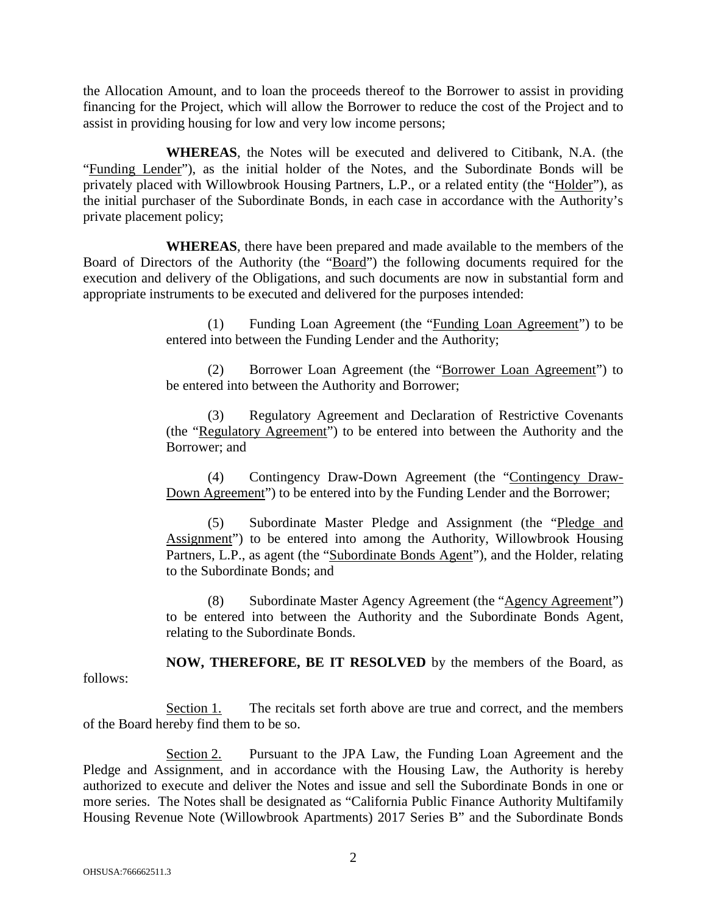the Allocation Amount, and to loan the proceeds thereof to the Borrower to assist in providing financing for the Project, which will allow the Borrower to reduce the cost of the Project and to assist in providing housing for low and very low income persons;

**WHEREAS**, the Notes will be executed and delivered to Citibank, N.A. (the "Funding Lender"), as the initial holder of the Notes, and the Subordinate Bonds will be privately placed with Willowbrook Housing Partners, L.P., or a related entity (the "Holder"), as the initial purchaser of the Subordinate Bonds, in each case in accordance with the Authority's private placement policy;

**WHEREAS**, there have been prepared and made available to the members of the Board of Directors of the Authority (the "Board") the following documents required for the execution and delivery of the Obligations, and such documents are now in substantial form and appropriate instruments to be executed and delivered for the purposes intended:

(1) Funding Loan Agreement (the "Funding Loan Agreement") to be entered into between the Funding Lender and the Authority;

(2) Borrower Loan Agreement (the "Borrower Loan Agreement") to be entered into between the Authority and Borrower;

(3) Regulatory Agreement and Declaration of Restrictive Covenants (the "Regulatory Agreement") to be entered into between the Authority and the Borrower; and

(4) Contingency Draw-Down Agreement (the "Contingency Draw-Down Agreement") to be entered into by the Funding Lender and the Borrower;

(5) Subordinate Master Pledge and Assignment (the "Pledge and Assignment") to be entered into among the Authority, Willowbrook Housing Partners, L.P., as agent (the "Subordinate Bonds Agent"), and the Holder, relating to the Subordinate Bonds; and

(8) Subordinate Master Agency Agreement (the "Agency Agreement") to be entered into between the Authority and the Subordinate Bonds Agent, relating to the Subordinate Bonds.

**NOW, THEREFORE, BE IT RESOLVED** by the members of the Board, as follows:

Section 1. The recitals set forth above are true and correct, and the members of the Board hereby find them to be so.

Section 2. Pursuant to the JPA Law, the Funding Loan Agreement and the Pledge and Assignment, and in accordance with the Housing Law, the Authority is hereby authorized to execute and deliver the Notes and issue and sell the Subordinate Bonds in one or more series. The Notes shall be designated as "California Public Finance Authority Multifamily Housing Revenue Note (Willowbrook Apartments) 2017 Series B" and the Subordinate Bonds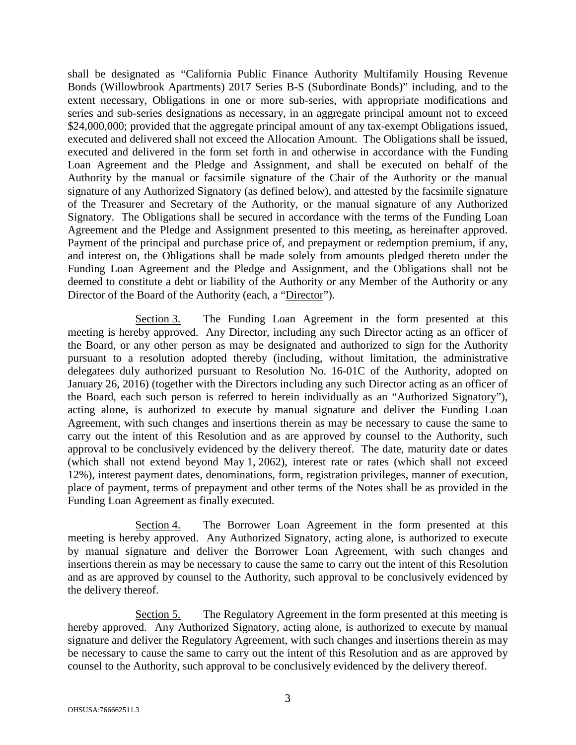shall be designated as "California Public Finance Authority Multifamily Housing Revenue Bonds (Willowbrook Apartments) 2017 Series B-S (Subordinate Bonds)" including, and to the extent necessary, Obligations in one or more sub-series, with appropriate modifications and series and sub-series designations as necessary, in an aggregate principal amount not to exceed \$24,000,000; provided that the aggregate principal amount of any tax-exempt Obligations issued, executed and delivered shall not exceed the Allocation Amount. The Obligations shall be issued, executed and delivered in the form set forth in and otherwise in accordance with the Funding Loan Agreement and the Pledge and Assignment, and shall be executed on behalf of the Authority by the manual or facsimile signature of the Chair of the Authority or the manual signature of any Authorized Signatory (as defined below), and attested by the facsimile signature of the Treasurer and Secretary of the Authority, or the manual signature of any Authorized Signatory. The Obligations shall be secured in accordance with the terms of the Funding Loan Agreement and the Pledge and Assignment presented to this meeting, as hereinafter approved. Payment of the principal and purchase price of, and prepayment or redemption premium, if any, and interest on, the Obligations shall be made solely from amounts pledged thereto under the Funding Loan Agreement and the Pledge and Assignment, and the Obligations shall not be deemed to constitute a debt or liability of the Authority or any Member of the Authority or any Director of the Board of the Authority (each, a "Director").

Section 3. The Funding Loan Agreement in the form presented at this meeting is hereby approved. Any Director, including any such Director acting as an officer of the Board, or any other person as may be designated and authorized to sign for the Authority pursuant to a resolution adopted thereby (including, without limitation, the administrative delegatees duly authorized pursuant to Resolution No. 16-01C of the Authority, adopted on January 26, 2016) (together with the Directors including any such Director acting as an officer of the Board, each such person is referred to herein individually as an "Authorized Signatory"), acting alone, is authorized to execute by manual signature and deliver the Funding Loan Agreement, with such changes and insertions therein as may be necessary to cause the same to carry out the intent of this Resolution and as are approved by counsel to the Authority, such approval to be conclusively evidenced by the delivery thereof. The date, maturity date or dates (which shall not extend beyond May 1, 2062), interest rate or rates (which shall not exceed 12%), interest payment dates, denominations, form, registration privileges, manner of execution, place of payment, terms of prepayment and other terms of the Notes shall be as provided in the Funding Loan Agreement as finally executed.

Section 4. The Borrower Loan Agreement in the form presented at this meeting is hereby approved. Any Authorized Signatory, acting alone, is authorized to execute by manual signature and deliver the Borrower Loan Agreement, with such changes and insertions therein as may be necessary to cause the same to carry out the intent of this Resolution and as are approved by counsel to the Authority, such approval to be conclusively evidenced by the delivery thereof.

Section 5. The Regulatory Agreement in the form presented at this meeting is hereby approved. Any Authorized Signatory, acting alone, is authorized to execute by manual signature and deliver the Regulatory Agreement, with such changes and insertions therein as may be necessary to cause the same to carry out the intent of this Resolution and as are approved by counsel to the Authority, such approval to be conclusively evidenced by the delivery thereof.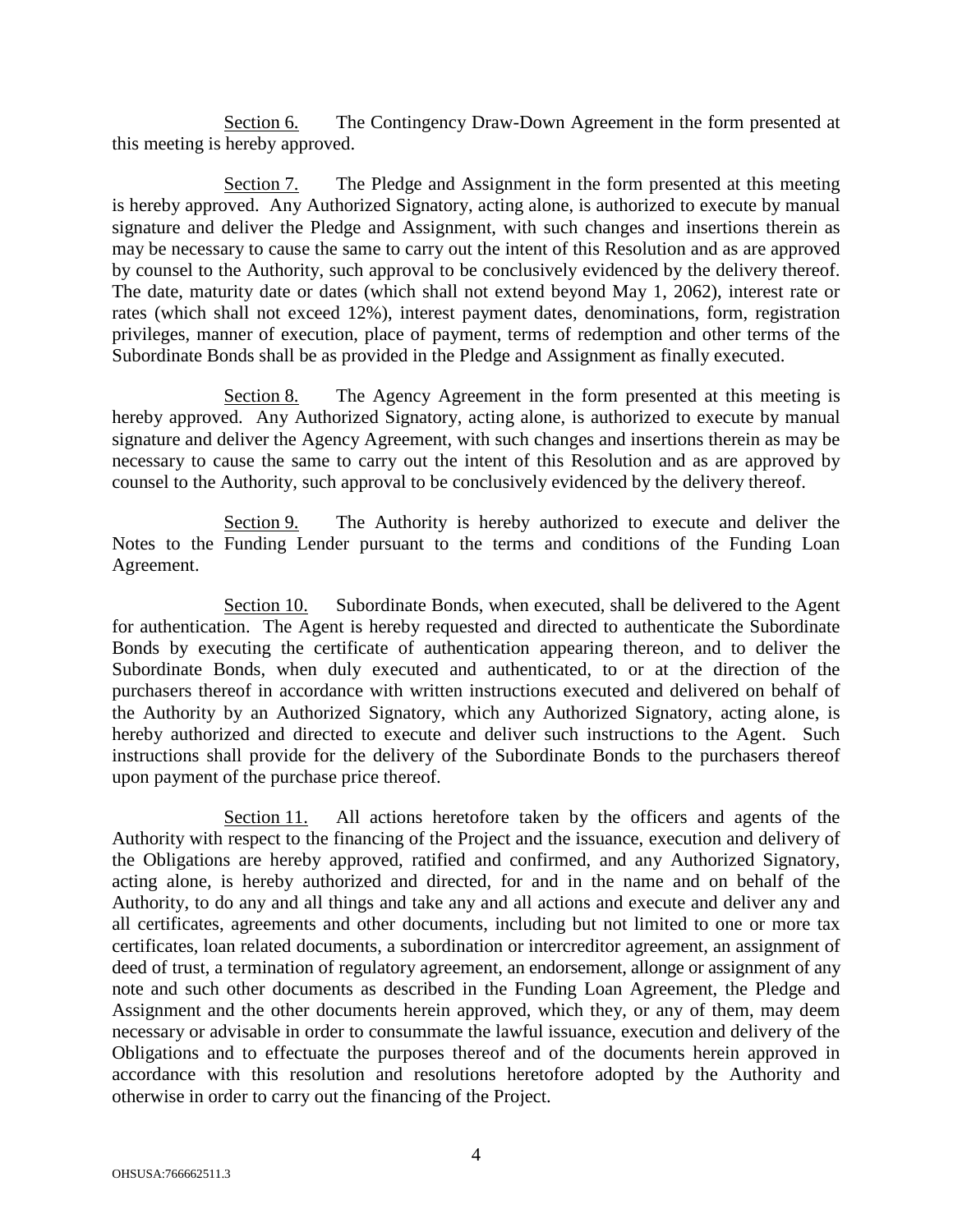Section 6. The Contingency Draw-Down Agreement in the form presented at this meeting is hereby approved.

Section 7. The Pledge and Assignment in the form presented at this meeting is hereby approved. Any Authorized Signatory, acting alone, is authorized to execute by manual signature and deliver the Pledge and Assignment, with such changes and insertions therein as may be necessary to cause the same to carry out the intent of this Resolution and as are approved by counsel to the Authority, such approval to be conclusively evidenced by the delivery thereof. The date, maturity date or dates (which shall not extend beyond May 1, 2062), interest rate or rates (which shall not exceed 12%), interest payment dates, denominations, form, registration privileges, manner of execution, place of payment, terms of redemption and other terms of the Subordinate Bonds shall be as provided in the Pledge and Assignment as finally executed.

Section 8. The Agency Agreement in the form presented at this meeting is hereby approved. Any Authorized Signatory, acting alone, is authorized to execute by manual signature and deliver the Agency Agreement, with such changes and insertions therein as may be necessary to cause the same to carry out the intent of this Resolution and as are approved by counsel to the Authority, such approval to be conclusively evidenced by the delivery thereof.

Section 9. The Authority is hereby authorized to execute and deliver the Notes to the Funding Lender pursuant to the terms and conditions of the Funding Loan Agreement.

Section 10. Subordinate Bonds, when executed, shall be delivered to the Agent for authentication. The Agent is hereby requested and directed to authenticate the Subordinate Bonds by executing the certificate of authentication appearing thereon, and to deliver the Subordinate Bonds, when duly executed and authenticated, to or at the direction of the purchasers thereof in accordance with written instructions executed and delivered on behalf of the Authority by an Authorized Signatory, which any Authorized Signatory, acting alone, is hereby authorized and directed to execute and deliver such instructions to the Agent. Such instructions shall provide for the delivery of the Subordinate Bonds to the purchasers thereof upon payment of the purchase price thereof.

Section 11. All actions heretofore taken by the officers and agents of the Authority with respect to the financing of the Project and the issuance, execution and delivery of the Obligations are hereby approved, ratified and confirmed, and any Authorized Signatory, acting alone, is hereby authorized and directed, for and in the name and on behalf of the Authority, to do any and all things and take any and all actions and execute and deliver any and all certificates, agreements and other documents, including but not limited to one or more tax certificates, loan related documents, a subordination or intercreditor agreement, an assignment of deed of trust, a termination of regulatory agreement, an endorsement, allonge or assignment of any note and such other documents as described in the Funding Loan Agreement, the Pledge and Assignment and the other documents herein approved, which they, or any of them, may deem necessary or advisable in order to consummate the lawful issuance, execution and delivery of the Obligations and to effectuate the purposes thereof and of the documents herein approved in accordance with this resolution and resolutions heretofore adopted by the Authority and otherwise in order to carry out the financing of the Project.

OHSUSA:766662511.3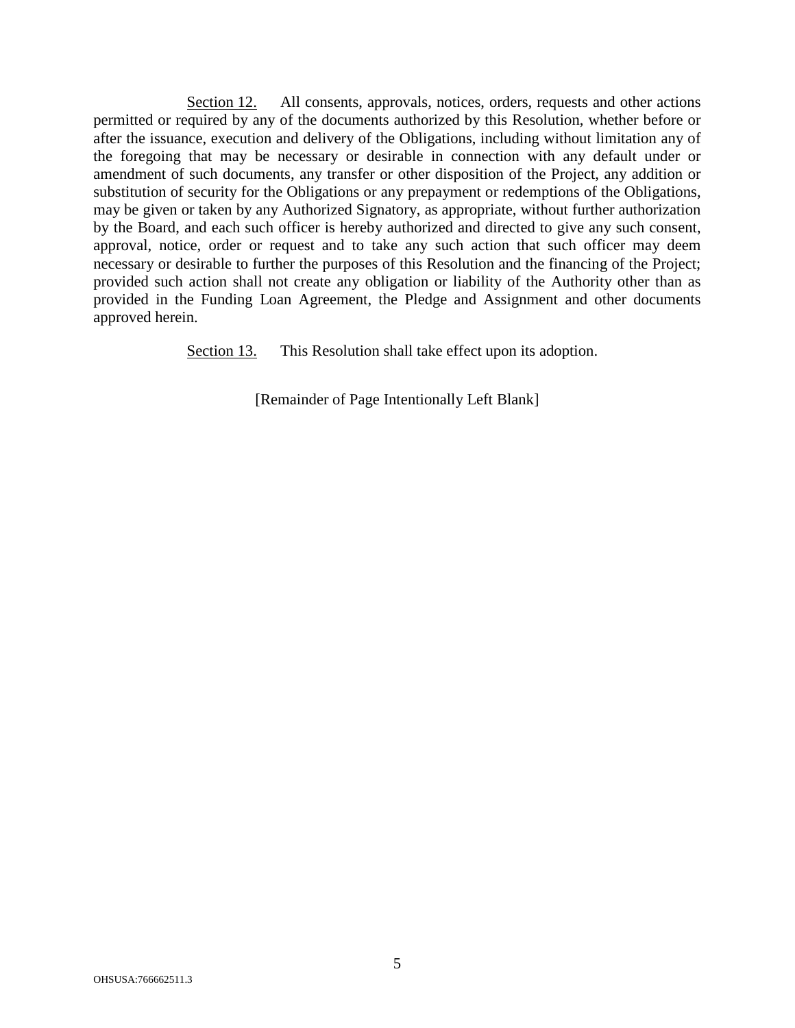<u>Section 12.</u> All consents, approvals, notices, orders, requests and other actions permitted or required by any of the documents authorized by this Resolution, whether before or after the issuance, execution and delivery of the Obligations, including without limitation any of the foregoing that may be necessary or desirable in connection with any default under or amendment of such documents, any transfer or other disposition of the Project, any addition or substitution of security for the Obligations or any prepayment or redemptions of the Obligations, may be given or taken by any Authorized Signatory, as appropriate, without further authorization by the Board, and each such officer is hereby authorized and directed to give any such consent, approval, notice, order or request and to take any such action that such officer may deem necessary or desirable to further the purposes of this Resolution and the financing of the Project; provided such action shall not create any obligation or liability of the Authority other than as provided in the Funding Loan Agreement, the Pledge and Assignment and other documents approved herein.

<u>Section 13.</u> This Resolution shall take effect upon its adoption.

[Remainder of Page Intentionally Left Blank]

OHSUSA:766662511.3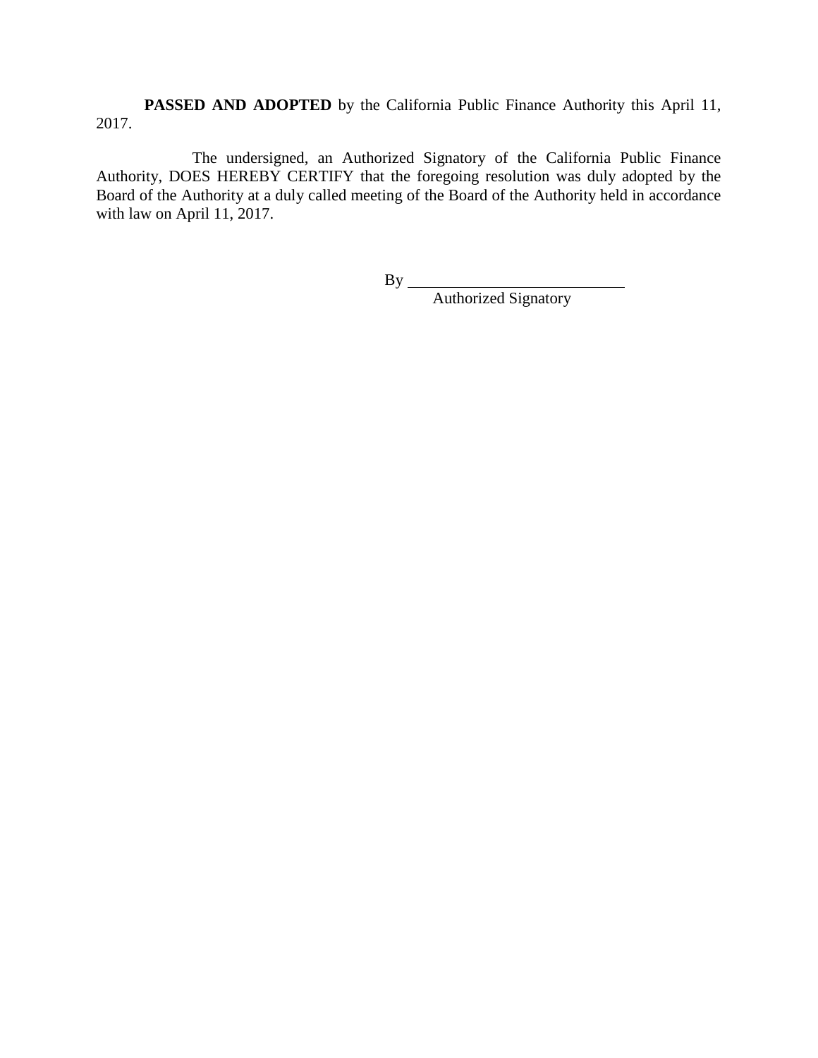**PASSED AND ADOPTED** by the California Public Finance Authority this April 11, 2017.

The undersigned, an Authorized Signatory of the California Public Finance Authority, DOES HEREBY CERTIFY that the foregoing resolution was duly adopted by the Board of the Authority at a duly called meeting of the Board of the Authority held in accordance with law on April 11, 2017.

By ____________________________

Authorized Signatory